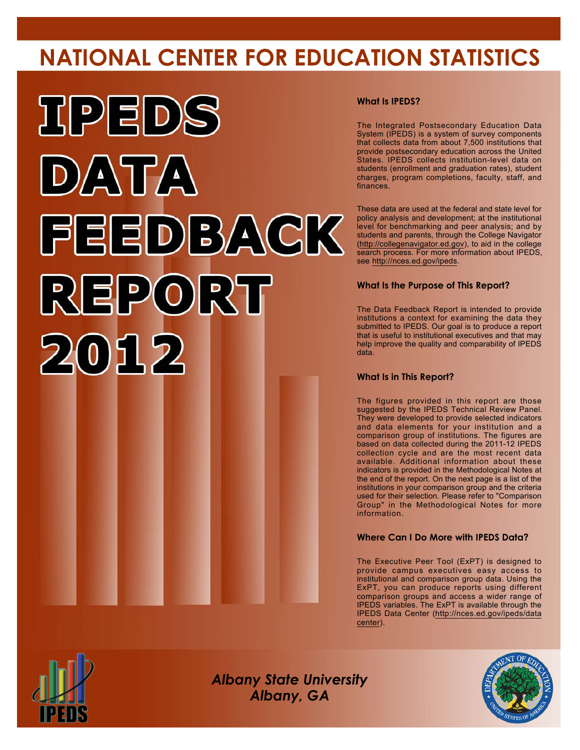# NATIONAL CENTER FOR EDUCATION STATISTICS

# IPEDS DATA FEEDBACK REPORT 2012

### What Is IPEDS?

The Integrated Postsecondary Education Data System (IPEDS) is a system of survey components that collects data from about 7,500 institutions that provide postsecondary education across the United States. IPEDS collects institution-level data on students (enrollment and graduation rates), student charges, program completions, faculty, staff, and finances.

These data are used at the federal and state level for policy analysis and development; at the institutional level for benchmarking and peer analysis; and by students and parents, through the College Navigator (http://collegenavigator.ed.gov), to aid in the college search process. For more information about IPEDS, see http://nces.ed.gov/ipeds.

### What Is the Purpose of This Report?

The Data Feedback Report is intended to provide institutions a context for examining the data they submitted to IPEDS. Our goal is to produce a report that is useful to institutional executives and that may help improve the quality and comparability of IPEDS data.

### What Is in This Report?

The figures provided in this report are those suggested by the IPEDS Technical Review Panel. They were developed to provide selected indicators and data elements for your institution and a comparison group of institutions. The figures are based on data collected during the 2011-12 IPEDS collection cycle and are the most recent data available. Additional information about these indicators is provided in the Methodological Notes at the end of the report. On the next page is a list of the institutions in your comparison group and the criteria used for their selection. Please refer to "Comparison Group" in the Methodological Notes for more information.

### Where Can I Do More with IPEDS Data?

The Executive Peer Tool (ExPT) is designed to provide campus executives easy access to institutional and comparison group data. Using the ExPT, you can produce reports using different comparison groups and access a wider range of IPEDS variables. The ExPT is available through the IPEDS Data Center (http://nces.ed.gov/ipeds/datacenter).

*Albany State University*
*Albany, GA*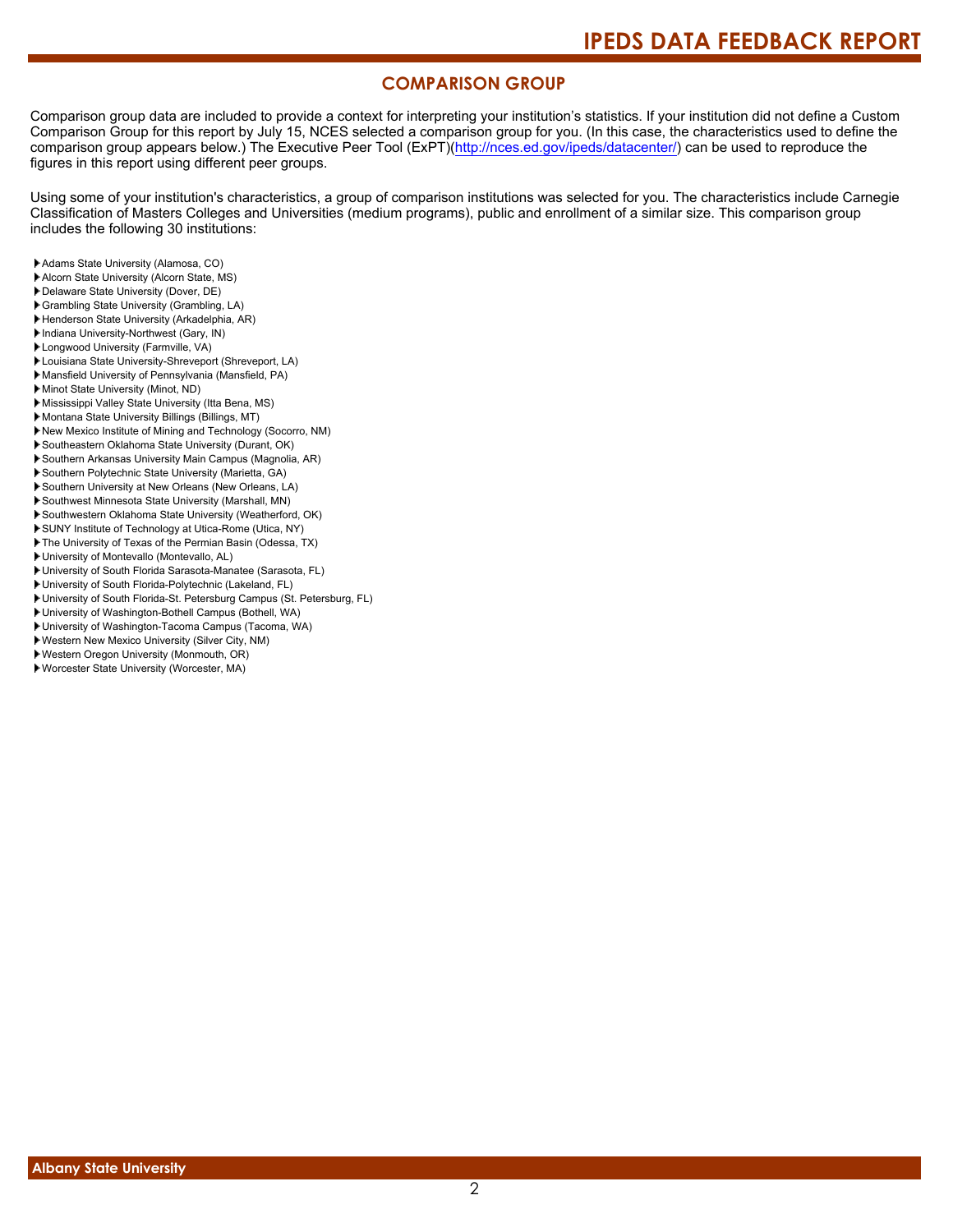## COMPARISON GROUP

Comparison group data are included to provide a context for interpreting your institution's statistics. If your institution did not define a Custom Comparison Group for this report by July 15, NCES selected a comparison group for you. (In this case, the characteristics used to define the comparison group appears below.) The Executive Peer Tool (ExPT)(http://nces.ed.gov/ipeds/datacenter/) can be used to reproduce the figures in this report using different peer groups.

Using some of your institution's characteristics, a group of comparison institutions was selected for you. The characteristics include Carnegie Classification of Masters Colleges and Universities (medium programs), public and enrollment of a similar size. This comparison group includes the following 30 institutions:

- Adams State University (Alamosa, CO)
- Alcorn State University (Alcorn State, MS)
- Delaware State University (Dover, DE)
- Grambling State University (Grambling, LA)
- Henderson State University (Arkadelphia, AR)
- Indiana University-Northwest (Gary, IN)
- Longwood University (Farmville, VA)
- Louisiana State University-Shreveport (Shreveport, LA)
- Mansfield University of Pennsylvania (Mansfield, PA)
- Minot State University (Minot, ND)
- Mississippi Valley State University (Itta Bena, MS)
- Montana State University Billings (Billings, MT)
- New Mexico Institute of Mining and Technology (Socorro, NM)
- Southeastern Oklahoma State University (Durant, OK)
- Southern Arkansas University Main Campus (Magnolia, AR)
- Southern Polytechnic State University (Marietta, GA)
- Southern University at New Orleans (New Orleans, LA)
- Southwest Minnesota State University (Marshall, MN)
- Southwestern Oklahoma State University (Weatherford, OK)
- SUNY Institute of Technology at Utica-Rome (Utica, NY)
- The University of Texas of the Permian Basin (Odessa, TX)
- University of Montevallo (Montevallo, AL)
- University of South Florida Sarasota-Manatee (Sarasota, FL)
- University of South Florida-Polytechnic (Lakeland, FL)
- University of South Florida-St. Petersburg Campus (St. Petersburg, FL)
- University of Washington-Bothell Campus (Bothell, WA)
- University of Washington-Tacoma Campus (Tacoma, WA)
- Western New Mexico University (Silver City, NM)
- Western Oregon University (Monmouth, OR)
- Worcester State University (Worcester, MA)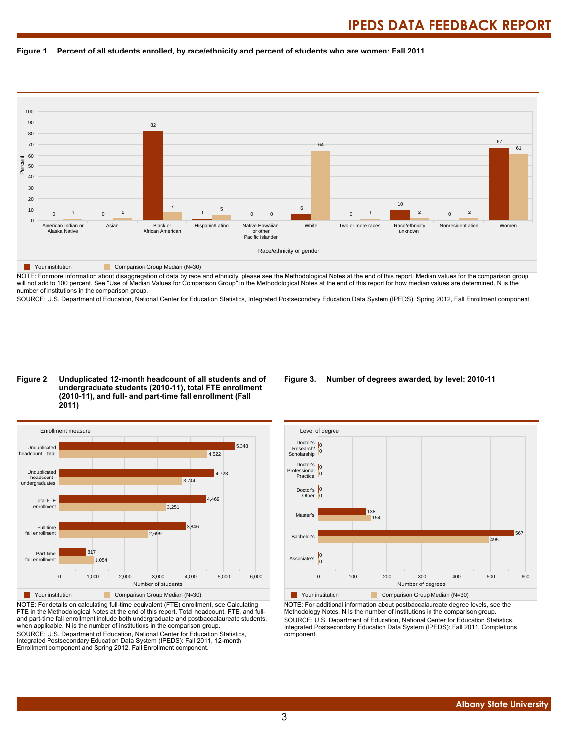**Figure 1. Percent of all students enrolled, by race/ethnicity and percent of students who are women: Fall 2011**

| Race/ethnicity or gender | Your institution | Comparison Group Median (N=30) |
|---|---|---|
| American Indian or Alaska Native | 0 | 1 |
| Asian | 0 | 2 |
| Black or African American | 82 | 7 |
| Hispanic/Latino | 1 | 5 |
| Native Hawaiian or other Pacific Islander | 0 | 0 |
| White | 6 | 64 |
| Two or more races | 0 | 1 |
| Race/ethnicity unknown | 10 | 2 |
| Nonresident alien | 0 | 2 |
| Women | 67 | 61 |

NOTE: For more information about disaggregation of data by race and ethnicity, please see the Methodological Notes at the end of this report. Median values for the comparison group will not add to 100 percent. See "Use of Median Values for Comparison Group" in the Methodological Notes at the end of this report for how median values are determined. N is the number of institutions in the comparison group.

SOURCE: U.S. Department of Education, National Center for Education Statistics, Integrated Postsecondary Education Data System (IPEDS): Spring 2012, Fall Enrollment component.

**Figure 2. Unduplicated 12-month headcount of all students and of undergraduate students (2010-11), total FTE enrollment (2010-11), and full- and part-time fall enrollment (Fall 2011)**

| Enrollment measure | Your institution | Comparison Group Median (N=30) |
|---|---|---|
| Unduplicated headcount - total | 5,348 | 4,522 |
| Unduplicated headcount - undergraduates | 4,723 | 3,744 |
| Total FTE enrollment | 4,469 | 3,251 |
| Full-time fall enrollment | 3,846 | 2,699 |
| Part-time fall enrollment | 817 | 1,054 |

NOTE: For details on calculating full-time equivalent (FTE) enrollment, see Calculating FTE in the Methodological Notes at the end of this report. Total headcount, FTE, and full- and part-time fall enrollment include both undergraduate and postbaccalaureate students, when applicable. N is the number of institutions in the comparison group.

SOURCE: U.S. Department of Education, National Center for Education Statistics, Integrated Postsecondary Education Data System (IPEDS): Fall 2011, 12-month Enrollment component and Spring 2012, Fall Enrollment component.

**Figure 3. Number of degrees awarded, by level: 2010-11**

| Level of degree | Your institution | Comparison Group Median (N=30) |
|---|---|---|
| Doctor's Research/ Scholarship | 0 | 0 |
| Doctor's Professional Practice | 0 | 0 |
| Doctor's Other | 0 | 0 |
| Master's | 138 | 154 |
| Bachelor's | 567 | 495 |
| Associate's | 0 | 0 |

NOTE: For additional information about postbaccalaureate degree levels, see the Methodology Notes. N is the number of institutions in the comparison group.

SOURCE: U.S. Department of Education, National Center for Education Statistics, Integrated Postsecondary Education Data System (IPEDS): Fall 2011, Completions component.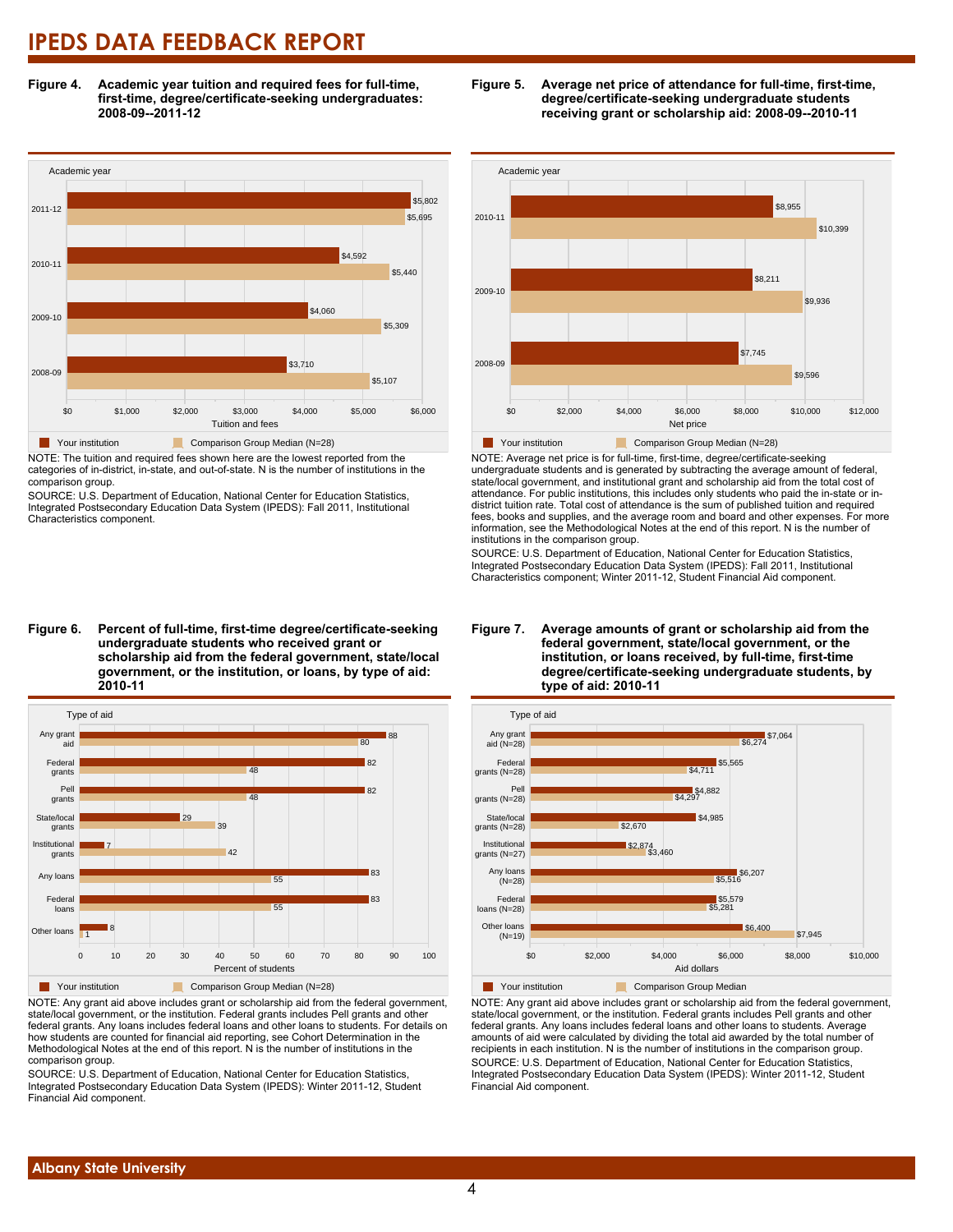**Figure 4. Academic year tuition and required fees for full-time, first-time, degree/certificate-seeking undergraduates: 2008-09--2011-12**

| Academic year | Your institution | Comparison Group Median (N=28) |
|---|---|---|
| 2011-12 | $5,802 | $5,695 |
| 2010-11 | $4,592 | $5,440 |
| 2009-10 | $4,060 | $5,309 |
| 2008-09 | $3,710 | $5,107 |

NOTE: The tuition and required fees shown here are the lowest reported from the categories of in-district, in-state, and out-of-state. N is the number of institutions in the comparison group.
SOURCE: U.S. Department of Education, National Center for Education Statistics, Integrated Postsecondary Education Data System (IPEDS): Fall 2011, Institutional Characteristics component.

**Figure 5. Average net price of attendance for full-time, first-time, degree/certificate-seeking undergraduate students receiving grant or scholarship aid: 2008-09--2010-11**

| Academic year | Your institution | Comparison Group Median (N=28) |
|---|---|---|
| 2010-11 | $8,955 | $10,399 |
| 2009-10 | $8,211 | $9,936 |
| 2008-09 | $7,745 | $9,596 |

NOTE: Average net price is for full-time, first-time, degree/certificate-seeking undergraduate students and is generated by subtracting the average amount of federal, state/local government, and institutional grant and scholarship aid from the total cost of attendance. For public institutions, this includes only students who paid the in-state or in-district tuition rate. Total cost of attendance is the sum of published tuition and required fees, books and supplies, and the average room and board and other expenses. For more information, see the Methodological Notes at the end of this report. N is the number of institutions in the comparison group.
SOURCE: U.S. Department of Education, National Center for Education Statistics, Integrated Postsecondary Education Data System (IPEDS): Fall 2011, Institutional Characteristics component; Winter 2011-12, Student Financial Aid component.

**Figure 6. Percent of full-time, first-time degree/certificate-seeking undergraduate students who received grant or scholarship aid from the federal government, state/local government, or the institution, or loans, by type of aid: 2010-11**

| Type of aid | Your institution | Comparison Group Median (N=28) |
|---|---|---|
| Any grant aid | 88 | 80 |
| Federal grants | 82 | 48 |
| Pell grants | 82 | 48 |
| State/local grants | 29 | 39 |
| Institutional grants | 7 | 42 |
| Any loans | 83 | 55 |
| Federal loans | 83 | 55 |
| Other loans | 8 | 1 |

NOTE: Any grant aid above includes grant or scholarship aid from the federal government, state/local government, or the institution. Federal grants includes Pell grants and other federal grants. Any loans includes federal loans and other loans to students. For details on how students are counted for financial aid reporting, see Cohort Determination in the Methodological Notes at the end of this report. N is the number of institutions in the comparison group.
SOURCE: U.S. Department of Education, National Center for Education Statistics, Integrated Postsecondary Education Data System (IPEDS): Winter 2011-12, Student Financial Aid component.

**Figure 7. Average amounts of grant or scholarship aid from the federal government, state/local government, or the institution, or loans received, by full-time, first-time degree/certificate-seeking undergraduate students, by type of aid: 2010-11**

| Type of aid | Your institution | Comparison Group Median |
|---|---|---|
| Any grant aid (N=28) | $7,064 | $6,274 |
| Federal grants (N=28) | $5,565 | $4,711 |
| Pell grants (N=28) | $4,882 | $4,297 |
| State/local grants (N=28) | $4,985 | $2,670 |
| Institutional grants (N=27) | $2,874 | $3,460 |
| Any loans (N=28) | $6,207 | $5,516 |
| Federal loans (N=28) | $5,579 | $5,281 |
| Other loans (N=19) | $6,400 | $7,945 |

NOTE: Any grant aid above includes grant or scholarship aid from the federal government, state/local government, or the institution. Federal grants includes Pell grants and other federal grants. Any loans includes federal loans and other loans to students. Average amounts of aid were calculated by dividing the total aid awarded by the total number of recipients in each institution. N is the number of institutions in the comparison group.
SOURCE: U.S. Department of Education, National Center for Education Statistics, Integrated Postsecondary Education Data System (IPEDS): Winter 2011-12, Student Financial Aid component.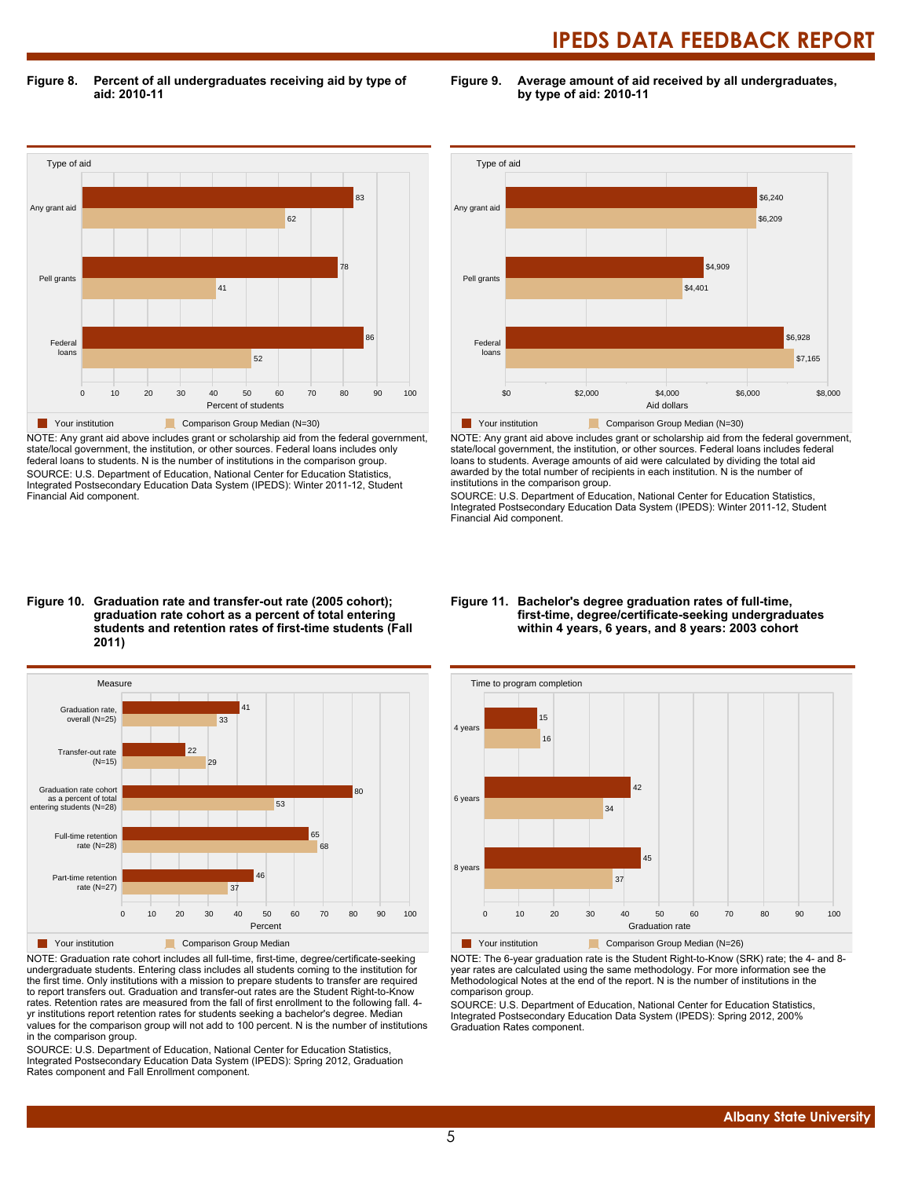**Figure 8. Percent of all undergraduates receiving aid by type of aid: 2010-11**

| Type of aid | Your institution | Comparison Group Median (N=30) |
|---|---|---|
| Any grant aid | 83 | 62 |
| Pell grants | 78 | 41 |
| Federal loans | 86 | 52 |

Percent of students

NOTE: Any grant aid above includes grant or scholarship aid from the federal government, state/local government, the institution, or other sources. Federal loans includes only federal loans to students. N is the number of institutions in the comparison group.
SOURCE: U.S. Department of Education, National Center for Education Statistics, Integrated Postsecondary Education Data System (IPEDS): Winter 2011-12, Student Financial Aid component.

**Figure 9. Average amount of aid received by all undergraduates, by type of aid: 2010-11**

| Type of aid | Your institution | Comparison Group Median (N=30) |
|---|---|---|
| Any grant aid | $6,240 | $6,209 |
| Pell grants | $4,909 | $4,401 |
| Federal loans | $6,928 | $7,165 |

Aid dollars

NOTE: Any grant aid above includes grant or scholarship aid from the federal government, state/local government, the institution, or other sources. Federal loans includes federal loans to students. Average amounts of aid were calculated by dividing the total aid awarded by the total number of recipients in each institution. N is the number of institutions in the comparison group.
SOURCE: U.S. Department of Education, National Center for Education Statistics, Integrated Postsecondary Education Data System (IPEDS): Winter 2011-12, Student Financial Aid component.

**Figure 10. Graduation rate and transfer-out rate (2005 cohort); graduation rate cohort as a percent of total entering students and retention rates of first-time students (Fall 2011)**

| Measure | Your institution | Comparison Group Median |
|---|---|---|
| Graduation rate, overall (N=25) | 41 | 33 |
| Transfer-out rate (N=15) | 22 | 29 |
| Graduation rate cohort as a percent of total entering students (N=28) | 80 | 53 |
| Full-time retention rate (N=28) | 65 | 68 |
| Part-time retention rate (N=27) | 46 | 37 |

Percent

NOTE: Graduation rate cohort includes all full-time, first-time, degree/certificate-seeking undergraduate students. Entering class includes all students coming to the institution for the first time. Only institutions with a mission to prepare students to transfer are required to report transfers out. Graduation and transfer-out rates are the Student Right-to-Know rates. Retention rates are measured from the fall of first enrollment to the following fall. 4-yr institutions report retention rates for students seeking a bachelor's degree. Median values for the comparison group will not add to 100 percent. N is the number of institutions in the comparison group.
SOURCE: U.S. Department of Education, National Center for Education Statistics, Integrated Postsecondary Education Data System (IPEDS): Spring 2012, Graduation Rates component and Fall Enrollment component.

**Figure 11. Bachelor's degree graduation rates of full-time, first-time, degree/certificate-seeking undergraduates within 4 years, 6 years, and 8 years: 2003 cohort**

| Time to program completion | Your institution | Comparison Group Median (N=26) |
|---|---|---|
| 4 years | 15 | 16 |
| 6 years | 42 | 34 |
| 8 years | 45 | 37 |

Graduation rate

NOTE: The 6-year graduation rate is the Student Right-to-Know (SRK) rate; the 4- and 8-year rates are calculated using the same methodology. For more information see the Methodological Notes at the end of the report. N is the number of institutions in the comparison group.
SOURCE: U.S. Department of Education, National Center for Education Statistics, Integrated Postsecondary Education Data System (IPEDS): Spring 2012, 200% Graduation Rates component.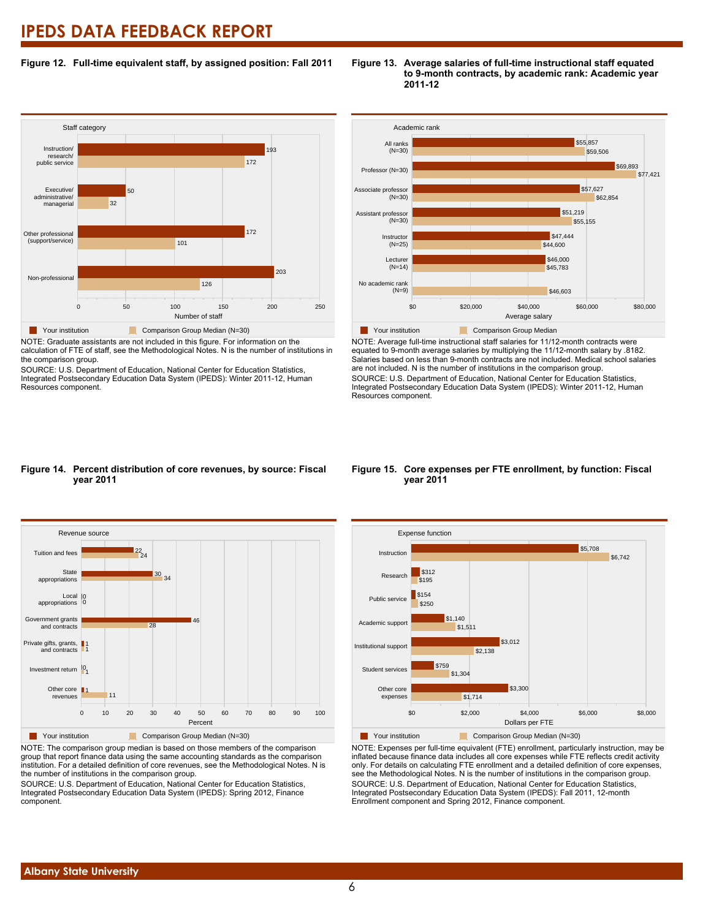# IPEDS DATA FEEDBACK REPORT

### Figure 12. Full-time equivalent staff, by assigned position: Fall 2011

| Staff category | Your institution | Comparison Group Median (N=30) |
|---|---|---|
| Instruction/ research/ public service | 193 | 172 |
| Executive/ administrative/ managerial | 50 | 32 |
| Other professional (support/service) | 172 | 101 |
| Non-professional | 203 | 126 |

Number of staff

NOTE: Graduate assistants are not included in this figure. For information on the calculation of FTE of staff, see the Methodological Notes. N is the number of institutions in the comparison group.
SOURCE: U.S. Department of Education, National Center for Education Statistics, Integrated Postsecondary Education Data System (IPEDS): Winter 2011-12, Human Resources component.

### Figure 13. Average salaries of full-time instructional staff equated to 9-month contracts, by academic rank: Academic year 2011-12

| Academic rank | Your institution | Comparison Group Median |
|---|---|---|
| All ranks (N=30) | $55,857 | $59,506 |
| Professor (N=30) | $69,893 | $77,421 |
| Associate professor (N=30) | $57,627 | $62,854 |
| Assistant professor (N=30) | $51,219 | $55,155 |
| Instructor (N=25) | $47,444 | $44,600 |
| Lecturer (N=14) | $46,000 | $45,783 |
| No academic rank (N=9) | | $46,603 |

Average salary

NOTE: Average full-time instructional staff salaries for 11/12-month contracts were equated to 9-month average salaries by multiplying the 11/12-month salary by .8182. Salaries based on less than 9-month contracts are not included. Medical school salaries are not included. N is the number of institutions in the comparison group.
SOURCE: U.S. Department of Education, National Center for Education Statistics, Integrated Postsecondary Education Data System (IPEDS): Winter 2011-12, Human Resources component.

### Figure 14. Percent distribution of core revenues, by source: Fiscal year 2011

| Revenue source | Your institution | Comparison Group Median (N=30) |
|---|---|---|
| Tuition and fees | 22 | 24 |
| State appropriations | 30 | 34 |
| Local appropriations | 0 | 0 |
| Government grants and contracts | 46 | 28 |
| Private gifts, grants, and contracts | 1 | 1 |
| Investment return | 0 | 1 |
| Other core revenues | 1 | 11 |

Percent

NOTE: The comparison group median is based on those members of the comparison group that report finance data using the same accounting standards as the comparison institution. For a detailed definition of core revenues, see the Methodological Notes. N is the number of institutions in the comparison group.
SOURCE: U.S. Department of Education, National Center for Education Statistics, Integrated Postsecondary Education Data System (IPEDS): Spring 2012, Finance component.

### Figure 15. Core expenses per FTE enrollment, by function: Fiscal year 2011

| Expense function | Your institution | Comparison Group Median (N=30) |
|---|---|---|
| Instruction | $5,708 | $6,742 |
| Research | $312 | $195 |
| Public service | $154 | $250 |
| Academic support | $1,140 | $1,511 |
| Institutional support | $3,012 | $2,138 |
| Student services | $759 | $1,304 |
| Other core expenses | $3,300 | $1,714 |

Dollars per FTE

NOTE: Expenses per full-time equivalent (FTE) enrollment, particularly instruction, may be inflated because finance data includes all core expenses while FTE reflects credit activity only. For details on calculating FTE enrollment and a detailed definition of core expenses, see the Methodological Notes. N is the number of institutions in the comparison group.
SOURCE: U.S. Department of Education, National Center for Education Statistics, Integrated Postsecondary Education Data System (IPEDS): Fall 2011, 12-month Enrollment component and Spring 2012, Finance component.

Albany State University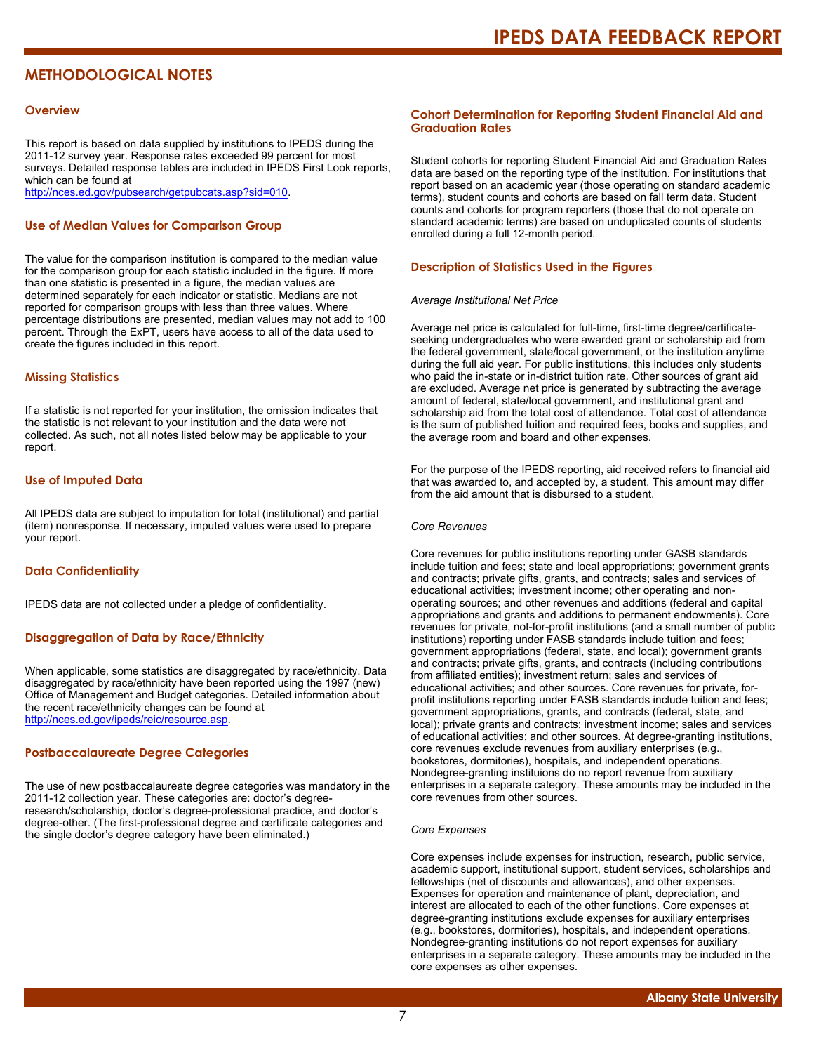# METHODOLOGICAL NOTES

## Overview

This report is based on data supplied by institutions to IPEDS during the 2011-12 survey year. Response rates exceeded 99 percent for most surveys. Detailed response tables are included in IPEDS First Look reports, which can be found at
http://nces.ed.gov/pubsearch/getpubcats.asp?sid=010.

## Use of Median Values for Comparison Group

The value for the comparison institution is compared to the median value for the comparison group for each statistic included in the figure. If more than one statistic is presented in a figure, the median values are determined separately for each indicator or statistic. Medians are not reported for comparison groups with less than three values. Where percentage distributions are presented, median values may not add to 100 percent. Through the ExPT, users have access to all of the data used to create the figures included in this report.

## Missing Statistics

If a statistic is not reported for your institution, the omission indicates that the statistic is not relevant to your institution and the data were not collected. As such, not all notes listed below may be applicable to your report.

## Use of Imputed Data

All IPEDS data are subject to imputation for total (institutional) and partial (item) nonresponse. If necessary, imputed values were used to prepare your report.

## Data Confidentiality

IPEDS data are not collected under a pledge of confidentiality.

## Disaggregation of Data by Race/Ethnicity

When applicable, some statistics are disaggregated by race/ethnicity. Data disaggregated by race/ethnicity have been reported using the 1997 (new) Office of Management and Budget categories. Detailed information about the recent race/ethnicity changes can be found at
http://nces.ed.gov/ipeds/reic/resource.asp.

## Postbaccalaureate Degree Categories

The use of new postbaccalaureate degree categories was mandatory in the 2011-12 collection year. These categories are: doctor's degree-research/scholarship, doctor's degree-professional practice, and doctor's degree-other. (The first-professional degree and certificate categories and the single doctor's degree category have been eliminated.)

## Cohort Determination for Reporting Student Financial Aid and Graduation Rates

Student cohorts for reporting Student Financial Aid and Graduation Rates data are based on the reporting type of the institution. For institutions that report based on an academic year (those operating on standard academic terms), student counts and cohorts are based on fall term data. Student counts and cohorts for program reporters (those that do not operate on standard academic terms) are based on unduplicated counts of students enrolled during a full 12-month period.

## Description of Statistics Used in the Figures

*Average Institutional Net Price*

Average net price is calculated for full-time, first-time degree/certificate-seeking undergraduates who were awarded grant or scholarship aid from the federal government, state/local government, or the institution anytime during the full aid year. For public institutions, this includes only students who paid the in-state or in-district tuition rate. Other sources of grant aid are excluded. Average net price is generated by subtracting the average amount of federal, state/local government, and institutional grant and scholarship aid from the total cost of attendance. Total cost of attendance is the sum of published tuition and required fees, books and supplies, and the average room and board and other expenses.

For the purpose of the IPEDS reporting, aid received refers to financial aid that was awarded to, and accepted by, a student. This amount may differ from the aid amount that is disbursed to a student.

*Core Revenues*

Core revenues for public institutions reporting under GASB standards include tuition and fees; state and local appropriations; government grants and contracts; private gifts, grants, and contracts; sales and services of educational activities; investment income; other operating and non-operating sources; and other revenues and additions (federal and capital appropriations and grants and additions to permanent endowments). Core revenues for private, not-for-profit institutions (and a small number of public institutions) reporting under FASB standards include tuition and fees; government appropriations (federal, state, and local); government grants and contracts; private gifts, grants, and contracts (including contributions from affiliated entities); investment return; sales and services of educational activities; and other sources. Core revenues for private, for-profit institutions reporting under FASB standards include tuition and fees; government appropriations, grants, and contracts (federal, state, and local); private grants and contracts; investment income; sales and services of educational activities; and other sources. At degree-granting institutions, core revenues exclude revenues from auxiliary enterprises (e.g., bookstores, dormitories), hospitals, and independent operations. Nondegree-granting instituions do not report revenue from auxiliary enterprises in a separate category. These amounts may be included in the core revenues from other sources.

*Core Expenses*

Core expenses include expenses for instruction, research, public service, academic support, institutional support, student services, scholarships and fellowships (net of discounts and allowances), and other expenses. Expenses for operation and maintenance of plant, depreciation, and interest are allocated to each of the other functions. Core expenses at degree-granting institutions exclude expenses for auxiliary enterprises (e.g., bookstores, dormitories), hospitals, and independent operations. Nondegree-granting institutions do not report expenses for auxiliary enterprises in a separate category. These amounts may be included in the core expenses as other expenses.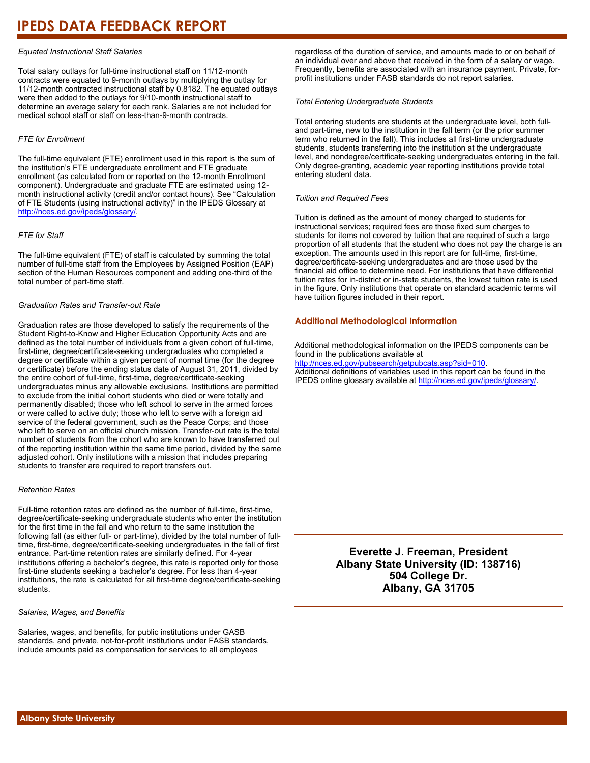*Equated Instructional Staff Salaries*

Total salary outlays for full-time instructional staff on 11/12-month contracts were equated to 9-month outlays by multiplying the outlay for 11/12-month contracted instructional staff by 0.8182. The equated outlays were then added to the outlays for 9/10-month instructional staff to determine an average salary for each rank. Salaries are not included for medical school staff or staff on less-than-9-month contracts.

*FTE for Enrollment*

The full-time equivalent (FTE) enrollment used in this report is the sum of the institution's FTE undergraduate enrollment and FTE graduate enrollment (as calculated from or reported on the 12-month Enrollment component). Undergraduate and graduate FTE are estimated using 12-month instructional activity (credit and/or contact hours). See "Calculation of FTE Students (using instructional activity)" in the IPEDS Glossary at http://nces.ed.gov/ipeds/glossary/.

*FTE for Staff*

The full-time equivalent (FTE) of staff is calculated by summing the total number of full-time staff from the Employees by Assigned Position (EAP) section of the Human Resources component and adding one-third of the total number of part-time staff.

*Graduation Rates and Transfer-out Rate*

Graduation rates are those developed to satisfy the requirements of the Student Right-to-Know and Higher Education Opportunity Acts and are defined as the total number of individuals from a given cohort of full-time, first-time, degree/certificate-seeking undergraduates who completed a degree or certificate within a given percent of normal time (for the degree or certificate) before the ending status date of August 31, 2011, divided by the entire cohort of full-time, first-time, degree/certificate-seeking undergraduates minus any allowable exclusions. Institutions are permitted to exclude from the initial cohort students who died or were totally and permanently disabled; those who left school to serve in the armed forces or were called to active duty; those who left to serve with a foreign aid service of the federal government, such as the Peace Corps; and those who left to serve on an official church mission. Transfer-out rate is the total number of students from the cohort who are known to have transferred out of the reporting institution within the same time period, divided by the same adjusted cohort. Only institutions with a mission that includes preparing students to transfer are required to report transfers out.

*Retention Rates*

Full-time retention rates are defined as the number of full-time, first-time, degree/certificate-seeking undergraduate students who enter the institution for the first time in the fall and who return to the same institution the following fall (as either full- or part-time), divided by the total number of full-time, first-time, degree/certificate-seeking undergraduates in the fall of first entrance. Part-time retention rates are similarly defined. For 4-year institutions offering a bachelor's degree, this rate is reported only for those first-time students seeking a bachelor's degree. For less than 4-year institutions, the rate is calculated for all first-time degree/certificate-seeking students.

*Salaries, Wages, and Benefits*

Salaries, wages, and benefits, for public institutions under GASB standards, and private, not-for-profit institutions under FASB standards, include amounts paid as compensation for services to all employees regardless of the duration of service, and amounts made to or on behalf of an individual over and above that received in the form of a salary or wage. Frequently, benefits are associated with an insurance payment. Private, for-profit institutions under FASB standards do not report salaries.

*Total Entering Undergraduate Students*

Total entering students are students at the undergraduate level, both full- and part-time, new to the institution in the fall term (or the prior summer term who returned in the fall). This includes all first-time undergraduate students, students transferring into the institution at the undergraduate level, and nondegree/certificate-seeking undergraduates entering in the fall. Only degree-granting, academic year reporting institutions provide total entering student data.

*Tuition and Required Fees*

Tuition is defined as the amount of money charged to students for instructional services; required fees are those fixed sum charges to students for items not covered by tuition that are required of such a large proportion of all students that the student who does not pay the charge is an exception. The amounts used in this report are for full-time, first-time, degree/certificate-seeking undergraduates and are those used by the financial aid office to determine need. For institutions that have differential tuition rates for in-district or in-state students, the lowest tuition rate is used in the figure. Only institutions that operate on standard academic terms will have tuition figures included in their report.

## Additional Methodological Information

Additional methodological information on the IPEDS components can be found in the publications available at http://nces.ed.gov/pubsearch/getpubcats.asp?sid=010.
Additional definitions of variables used in this report can be found in the IPEDS online glossary available at http://nces.ed.gov/ipeds/glossary/.

**Everette J. Freeman, President**
**Albany State University (ID: 138716)**
**504 College Dr.**
**Albany, GA 31705**